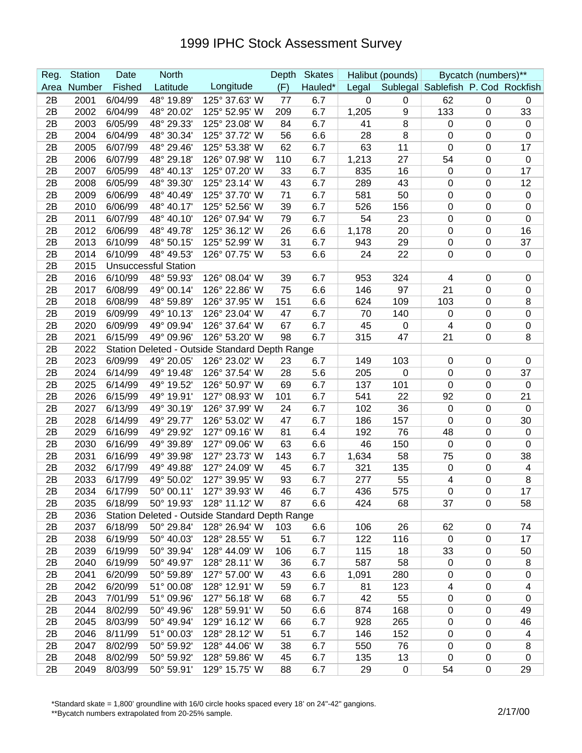# 1999 IPHC Stock Assessment Survey

| Reg. | Station | Date | North | | Depth | Skates | Halibut (pounds) | | Bycatch (numbers)** | | |
|---|---|---|---|---|---|---|---|---|---|---|---|
| Area | Number | Fished | Latitude | Longitude | (F) | Hauled* | Legal | Sublegal | Sablefish | P. Cod | Rockfish |
| 2B | 2001 | 6/04/99 | 48° 19.89' | 125° 37.63' W | 77 | 6.7 | 0 | 0 | 62 | 0 | 0 |
| 2B | 2002 | 6/04/99 | 48° 20.02' | 125° 52.95' W | 209 | 6.7 | 1,205 | 9 | 133 | 0 | 33 |
| 2B | 2003 | 6/05/99 | 48° 29.33' | 125° 23.08' W | 84 | 6.7 | 41 | 8 | 0 | 0 | 0 |
| 2B | 2004 | 6/04/99 | 48° 30.34' | 125° 37.72' W | 56 | 6.6 | 28 | 8 | 0 | 0 | 0 |
| 2B | 2005 | 6/07/99 | 48° 29.46' | 125° 53.38' W | 62 | 6.7 | 63 | 11 | 0 | 0 | 17 |
| 2B | 2006 | 6/07/99 | 48° 29.18' | 126° 07.98' W | 110 | 6.7 | 1,213 | 27 | 54 | 0 | 0 |
| 2B | 2007 | 6/05/99 | 48° 40.13' | 125° 07.20' W | 33 | 6.7 | 835 | 16 | 0 | 0 | 17 |
| 2B | 2008 | 6/05/99 | 48° 39.30' | 125° 23.14' W | 43 | 6.7 | 289 | 43 | 0 | 0 | 12 |
| 2B | 2009 | 6/06/99 | 48° 40.49' | 125° 37.70' W | 71 | 6.7 | 581 | 50 | 0 | 0 | 0 |
| 2B | 2010 | 6/06/99 | 48° 40.17' | 125° 52.56' W | 39 | 6.7 | 526 | 156 | 0 | 0 | 0 |
| 2B | 2011 | 6/07/99 | 48° 40.10' | 126° 07.94' W | 79 | 6.7 | 54 | 23 | 0 | 0 | 0 |
| 2B | 2012 | 6/06/99 | 48° 49.78' | 125° 36.12' W | 26 | 6.6 | 1,178 | 20 | 0 | 0 | 16 |
| 2B | 2013 | 6/10/99 | 48° 50.15' | 125° 52.99' W | 31 | 6.7 | 943 | 29 | 0 | 0 | 37 |
| 2B | 2014 | 6/10/99 | 48° 49.53' | 126° 07.75' W | 53 | 6.6 | 24 | 22 | 0 | 0 | 0 |
| 2B | 2015 | Unsuccessful Station | | | | | | | | | |
| 2B | 2016 | 6/10/99 | 48° 59.93' | 126° 08.04' W | 39 | 6.7 | 953 | 324 | 4 | 0 | 0 |
| 2B | 2017 | 6/08/99 | 49° 00.14' | 126° 22.86' W | 75 | 6.6 | 146 | 97 | 21 | 0 | 0 |
| 2B | 2018 | 6/08/99 | 48° 59.89' | 126° 37.95' W | 151 | 6.6 | 624 | 109 | 103 | 0 | 8 |
| 2B | 2019 | 6/09/99 | 49° 10.13' | 126° 23.04' W | 47 | 6.7 | 70 | 140 | 0 | 0 | 0 |
| 2B | 2020 | 6/09/99 | 49° 09.94' | 126° 37.64' W | 67 | 6.7 | 45 | 0 | 4 | 0 | 0 |
| 2B | 2021 | 6/15/99 | 49° 09.96' | 126° 53.20' W | 98 | 6.7 | 315 | 47 | 21 | 0 | 8 |
| 2B | 2022 | Station Deleted - Outside Standard Depth Range | | | | | | | | | |
| 2B | 2023 | 6/09/99 | 49° 20.05' | 126° 23.02' W | 23 | 6.7 | 149 | 103 | 0 | 0 | 0 |
| 2B | 2024 | 6/14/99 | 49° 19.48' | 126° 37.54' W | 28 | 5.6 | 205 | 0 | 0 | 0 | 37 |
| 2B | 2025 | 6/14/99 | 49° 19.52' | 126° 50.97' W | 69 | 6.7 | 137 | 101 | 0 | 0 | 0 |
| 2B | 2026 | 6/15/99 | 49° 19.91' | 127° 08.93' W | 101 | 6.7 | 541 | 22 | 92 | 0 | 21 |
| 2B | 2027 | 6/13/99 | 49° 30.19' | 126° 37.99' W | 24 | 6.7 | 102 | 36 | 0 | 0 | 0 |
| 2B | 2028 | 6/14/99 | 49° 29.77' | 126° 53.02' W | 47 | 6.7 | 186 | 157 | 0 | 0 | 30 |
| 2B | 2029 | 6/16/99 | 49° 29.92' | 127° 09.16' W | 81 | 6.4 | 192 | 76 | 48 | 0 | 0 |
| 2B | 2030 | 6/16/99 | 49° 39.89' | 127° 09.06' W | 63 | 6.6 | 46 | 150 | 0 | 0 | 0 |
| 2B | 2031 | 6/16/99 | 49° 39.98' | 127° 23.73' W | 143 | 6.7 | 1,634 | 58 | 75 | 0 | 38 |
| 2B | 2032 | 6/17/99 | 49° 49.88' | 127° 24.09' W | 45 | 6.7 | 321 | 135 | 0 | 0 | 4 |
| 2B | 2033 | 6/17/99 | 49° 50.02' | 127° 39.95' W | 93 | 6.7 | 277 | 55 | 4 | 0 | 8 |
| 2B | 2034 | 6/17/99 | 50° 00.11' | 127° 39.93' W | 46 | 6.7 | 436 | 575 | 0 | 0 | 17 |
| 2B | 2035 | 6/18/99 | 50° 19.93' | 128° 11.12' W | 87 | 6.6 | 424 | 68 | 37 | 0 | 58 |
| 2B | 2036 | Station Deleted - Outside Standard Depth Range | | | | | | | | | |
| 2B | 2037 | 6/18/99 | 50° 29.84' | 128° 26.94' W | 103 | 6.6 | 106 | 26 | 62 | 0 | 74 |
| 2B | 2038 | 6/19/99 | 50° 40.03' | 128° 28.55' W | 51 | 6.7 | 122 | 116 | 0 | 0 | 17 |
| 2B | 2039 | 6/19/99 | 50° 39.94' | 128° 44.09' W | 106 | 6.7 | 115 | 18 | 33 | 0 | 50 |
| 2B | 2040 | 6/19/99 | 50° 49.97' | 128° 28.11' W | 36 | 6.7 | 587 | 58 | 0 | 0 | 8 |
| 2B | 2041 | 6/20/99 | 50° 59.89' | 127° 57.00' W | 43 | 6.6 | 1,091 | 280 | 0 | 0 | 0 |
| 2B | 2042 | 6/20/99 | 51° 00.08' | 128° 12.91' W | 59 | 6.7 | 81 | 123 | 4 | 0 | 4 |
| 2B | 2043 | 7/01/99 | 51° 09.96' | 127° 56.18' W | 68 | 6.7 | 42 | 55 | 0 | 0 | 0 |
| 2B | 2044 | 8/02/99 | 50° 49.96' | 128° 59.91' W | 50 | 6.6 | 874 | 168 | 0 | 0 | 49 |
| 2B | 2045 | 8/03/99 | 50° 49.94' | 129° 16.12' W | 66 | 6.7 | 928 | 265 | 0 | 0 | 46 |
| 2B | 2046 | 8/11/99 | 51° 00.03' | 128° 28.12' W | 51 | 6.7 | 146 | 152 | 0 | 0 | 4 |
| 2B | 2047 | 8/02/99 | 50° 59.92' | 128° 44.06' W | 38 | 6.7 | 550 | 76 | 0 | 0 | 8 |
| 2B | 2048 | 8/02/99 | 50° 59.92' | 128° 59.86' W | 45 | 6.7 | 135 | 13 | 0 | 0 | 0 |
| 2B | 2049 | 8/03/99 | 50° 59.91' | 129° 15.75' W | 88 | 6.7 | 29 | 0 | 54 | 0 | 29 |

*Standard skate = 1,800' groundline with 16/0 circle hooks spaced every 18' on 24"-42" gangions.
**Bycatch numbers extrapolated from 20-25% sample.

2/17/00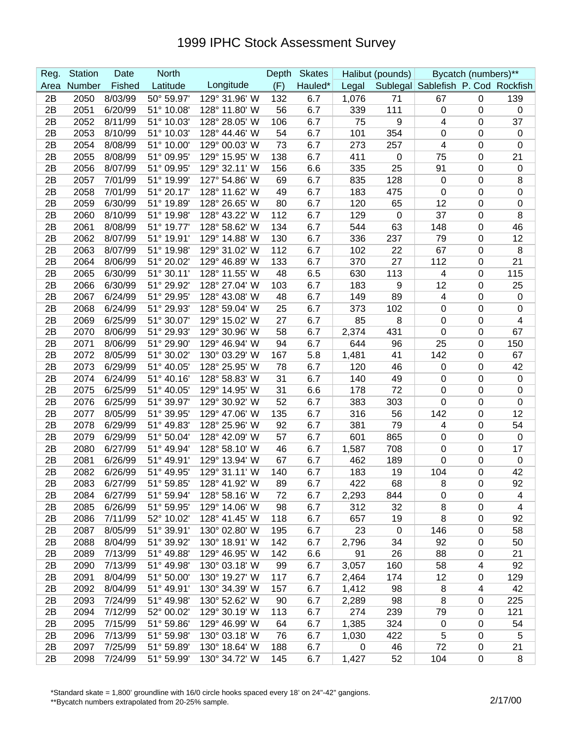# 1999 IPHC Stock Assessment Survey

| Reg. | Station | Date | North | | Depth | Skates | Halibut (pounds) | | Bycatch (numbers)** | | |
|---|---|---|---|---|---|---|---|---|---|---|---|
| Area | Number | Fished | Latitude | Longitude | (F) | Hauled* | Legal | Sublegal | Sablefish | P. Cod | Rockfish |
| 2B | 2050 | 8/03/99 | 50° 59.97' | 129° 31.96' W | 132 | 6.7 | 1,076 | 71 | 67 | 0 | 139 |
| 2B | 2051 | 6/20/99 | 51° 10.08' | 128° 11.80' W | 56 | 6.7 | 339 | 111 | 0 | 0 | 0 |
| 2B | 2052 | 8/11/99 | 51° 10.03' | 128° 28.05' W | 106 | 6.7 | 75 | 9 | 4 | 0 | 37 |
| 2B | 2053 | 8/10/99 | 51° 10.03' | 128° 44.46' W | 54 | 6.7 | 101 | 354 | 0 | 0 | 0 |
| 2B | 2054 | 8/08/99 | 51° 10.00' | 129° 00.03' W | 73 | 6.7 | 273 | 257 | 4 | 0 | 0 |
| 2B | 2055 | 8/08/99 | 51° 09.95' | 129° 15.95' W | 138 | 6.7 | 411 | 0 | 75 | 0 | 21 |
| 2B | 2056 | 8/07/99 | 51° 09.95' | 129° 32.11' W | 156 | 6.6 | 335 | 25 | 91 | 0 | 0 |
| 2B | 2057 | 7/01/99 | 51° 19.99' | 127° 54.86' W | 69 | 6.7 | 835 | 128 | 0 | 0 | 8 |
| 2B | 2058 | 7/01/99 | 51° 20.17' | 128° 11.62' W | 49 | 6.7 | 183 | 475 | 0 | 0 | 0 |
| 2B | 2059 | 6/30/99 | 51° 19.89' | 128° 26.65' W | 80 | 6.7 | 120 | 65 | 12 | 0 | 0 |
| 2B | 2060 | 8/10/99 | 51° 19.98' | 128° 43.22' W | 112 | 6.7 | 129 | 0 | 37 | 0 | 8 |
| 2B | 2061 | 8/08/99 | 51° 19.77' | 128° 58.62' W | 134 | 6.7 | 544 | 63 | 148 | 0 | 46 |
| 2B | 2062 | 8/07/99 | 51° 19.91' | 129° 14.88' W | 130 | 6.7 | 336 | 237 | 79 | 0 | 12 |
| 2B | 2063 | 8/07/99 | 51° 19.98' | 129° 31.02' W | 112 | 6.7 | 102 | 22 | 67 | 0 | 8 |
| 2B | 2064 | 8/06/99 | 51° 20.02' | 129° 46.89' W | 133 | 6.7 | 370 | 27 | 112 | 0 | 21 |
| 2B | 2065 | 6/30/99 | 51° 30.11' | 128° 11.55' W | 48 | 6.5 | 630 | 113 | 4 | 0 | 115 |
| 2B | 2066 | 6/30/99 | 51° 29.92' | 128° 27.04' W | 103 | 6.7 | 183 | 9 | 12 | 0 | 25 |
| 2B | 2067 | 6/24/99 | 51° 29.95' | 128° 43.08' W | 48 | 6.7 | 149 | 89 | 4 | 0 | 0 |
| 2B | 2068 | 6/24/99 | 51° 29.93' | 128° 59.04' W | 25 | 6.7 | 373 | 102 | 0 | 0 | 0 |
| 2B | 2069 | 6/25/99 | 51° 30.07' | 129° 15.02' W | 27 | 6.7 | 85 | 8 | 0 | 0 | 4 |
| 2B | 2070 | 8/06/99 | 51° 29.93' | 129° 30.96' W | 58 | 6.7 | 2,374 | 431 | 0 | 0 | 67 |
| 2B | 2071 | 8/06/99 | 51° 29.90' | 129° 46.94' W | 94 | 6.7 | 644 | 96 | 25 | 0 | 150 |
| 2B | 2072 | 8/05/99 | 51° 30.02' | 130° 03.29' W | 167 | 5.8 | 1,481 | 41 | 142 | 0 | 67 |
| 2B | 2073 | 6/29/99 | 51° 40.05' | 128° 25.95' W | 78 | 6.7 | 120 | 46 | 0 | 0 | 42 |
| 2B | 2074 | 6/24/99 | 51° 40.16' | 128° 58.83' W | 31 | 6.7 | 140 | 49 | 0 | 0 | 0 |
| 2B | 2075 | 6/25/99 | 51° 40.05' | 129° 14.95' W | 31 | 6.6 | 178 | 72 | 0 | 0 | 0 |
| 2B | 2076 | 6/25/99 | 51° 39.97' | 129° 30.92' W | 52 | 6.7 | 383 | 303 | 0 | 0 | 0 |
| 2B | 2077 | 8/05/99 | 51° 39.95' | 129° 47.06' W | 135 | 6.7 | 316 | 56 | 142 | 0 | 12 |
| 2B | 2078 | 6/29/99 | 51° 49.83' | 128° 25.96' W | 92 | 6.7 | 381 | 79 | 4 | 0 | 54 |
| 2B | 2079 | 6/29/99 | 51° 50.04' | 128° 42.09' W | 57 | 6.7 | 601 | 865 | 0 | 0 | 0 |
| 2B | 2080 | 6/27/99 | 51° 49.94' | 128° 58.10' W | 46 | 6.7 | 1,587 | 708 | 0 | 0 | 17 |
| 2B | 2081 | 6/26/99 | 51° 49.91' | 129° 13.94' W | 67 | 6.7 | 462 | 189 | 0 | 0 | 0 |
| 2B | 2082 | 6/26/99 | 51° 49.95' | 129° 31.11' W | 140 | 6.7 | 183 | 19 | 104 | 0 | 42 |
| 2B | 2083 | 6/27/99 | 51° 59.85' | 128° 41.92' W | 89 | 6.7 | 422 | 68 | 8 | 0 | 92 |
| 2B | 2084 | 6/27/99 | 51° 59.94' | 128° 58.16' W | 72 | 6.7 | 2,293 | 844 | 0 | 0 | 4 |
| 2B | 2085 | 6/26/99 | 51° 59.95' | 129° 14.06' W | 98 | 6.7 | 312 | 32 | 8 | 0 | 4 |
| 2B | 2086 | 7/11/99 | 52° 10.02' | 128° 41.45' W | 118 | 6.7 | 657 | 19 | 8 | 0 | 92 |
| 2B | 2087 | 8/05/99 | 51° 39.91' | 130° 02.80' W | 195 | 6.7 | 23 | 0 | 146 | 0 | 58 |
| 2B | 2088 | 8/04/99 | 51° 39.92' | 130° 18.91' W | 142 | 6.7 | 2,796 | 34 | 92 | 0 | 50 |
| 2B | 2089 | 7/13/99 | 51° 49.88' | 129° 46.95' W | 142 | 6.6 | 91 | 26 | 88 | 0 | 21 |
| 2B | 2090 | 7/13/99 | 51° 49.98' | 130° 03.18' W | 99 | 6.7 | 3,057 | 160 | 58 | 4 | 92 |
| 2B | 2091 | 8/04/99 | 51° 50.00' | 130° 19.27' W | 117 | 6.7 | 2,464 | 174 | 12 | 0 | 129 |
| 2B | 2092 | 8/04/99 | 51° 49.91' | 130° 34.39' W | 157 | 6.7 | 1,412 | 98 | 8 | 4 | 42 |
| 2B | 2093 | 7/24/99 | 51° 49.98' | 130° 52.62' W | 90 | 6.7 | 2,289 | 98 | 8 | 0 | 225 |
| 2B | 2094 | 7/12/99 | 52° 00.02' | 129° 30.19' W | 113 | 6.7 | 274 | 239 | 79 | 0 | 121 |
| 2B | 2095 | 7/15/99 | 51° 59.86' | 129° 46.99' W | 64 | 6.7 | 1,385 | 324 | 0 | 0 | 54 |
| 2B | 2096 | 7/13/99 | 51° 59.98' | 130° 03.18' W | 76 | 6.7 | 1,030 | 422 | 5 | 0 | 5 |
| 2B | 2097 | 7/25/99 | 51° 59.89' | 130° 18.64' W | 188 | 6.7 | 0 | 46 | 72 | 0 | 21 |
| 2B | 2098 | 7/24/99 | 51° 59.99' | 130° 34.72' W | 145 | 6.7 | 1,427 | 52 | 104 | 0 | 8 |

*Standard skate = 1,800' groundline with 16/0 circle hooks spaced every 18' on 24"-42" gangions.
**Bycatch numbers extrapolated from 20-25% sample.

2/17/00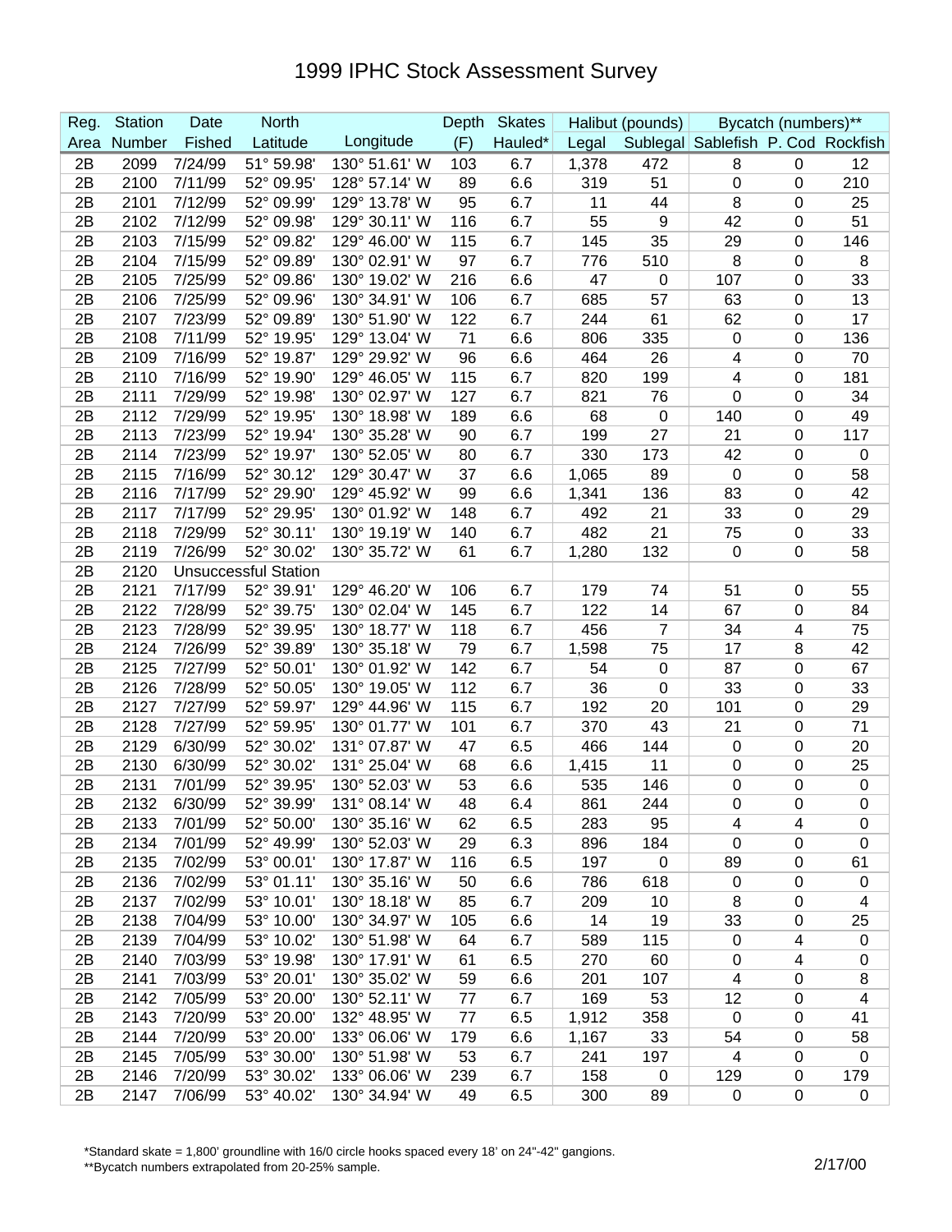# 1999 IPHC Stock Assessment Survey

| Reg. | Station | Date | North | | Depth | Skates | Halibut (pounds) | | Bycatch (numbers)** | | |
|---|---|---|---|---|---|---|---|---|---|---|---|
| Area | Number | Fished | Latitude | Longitude | (F) | Hauled* | Legal | Sublegal | Sablefish | P. Cod | Rockfish |
| 2B | 2099 | 7/24/99 | 51° 59.98' | 130° 51.61' W | 103 | 6.7 | 1,378 | 472 | 8 | 0 | 12 |
| 2B | 2100 | 7/11/99 | 52° 09.95' | 128° 57.14' W | 89 | 6.6 | 319 | 51 | 0 | 0 | 210 |
| 2B | 2101 | 7/12/99 | 52° 09.99' | 129° 13.78' W | 95 | 6.7 | 11 | 44 | 8 | 0 | 25 |
| 2B | 2102 | 7/12/99 | 52° 09.98' | 129° 30.11' W | 116 | 6.7 | 55 | 9 | 42 | 0 | 51 |
| 2B | 2103 | 7/15/99 | 52° 09.82' | 129° 46.00' W | 115 | 6.7 | 145 | 35 | 29 | 0 | 146 |
| 2B | 2104 | 7/15/99 | 52° 09.89' | 130° 02.91' W | 97 | 6.7 | 776 | 510 | 8 | 0 | 8 |
| 2B | 2105 | 7/25/99 | 52° 09.86' | 130° 19.02' W | 216 | 6.6 | 47 | 0 | 107 | 0 | 33 |
| 2B | 2106 | 7/25/99 | 52° 09.96' | 130° 34.91' W | 106 | 6.7 | 685 | 57 | 63 | 0 | 13 |
| 2B | 2107 | 7/23/99 | 52° 09.89' | 130° 51.90' W | 122 | 6.7 | 244 | 61 | 62 | 0 | 17 |
| 2B | 2108 | 7/11/99 | 52° 19.95' | 129° 13.04' W | 71 | 6.6 | 806 | 335 | 0 | 0 | 136 |
| 2B | 2109 | 7/16/99 | 52° 19.87' | 129° 29.92' W | 96 | 6.6 | 464 | 26 | 4 | 0 | 70 |
| 2B | 2110 | 7/16/99 | 52° 19.90' | 129° 46.05' W | 115 | 6.7 | 820 | 199 | 4 | 0 | 181 |
| 2B | 2111 | 7/29/99 | 52° 19.98' | 130° 02.97' W | 127 | 6.7 | 821 | 76 | 0 | 0 | 34 |
| 2B | 2112 | 7/29/99 | 52° 19.95' | 130° 18.98' W | 189 | 6.6 | 68 | 0 | 140 | 0 | 49 |
| 2B | 2113 | 7/23/99 | 52° 19.94' | 130° 35.28' W | 90 | 6.7 | 199 | 27 | 21 | 0 | 117 |
| 2B | 2114 | 7/23/99 | 52° 19.97' | 130° 52.05' W | 80 | 6.7 | 330 | 173 | 42 | 0 | 0 |
| 2B | 2115 | 7/16/99 | 52° 30.12' | 129° 30.47' W | 37 | 6.6 | 1,065 | 89 | 0 | 0 | 58 |
| 2B | 2116 | 7/17/99 | 52° 29.90' | 129° 45.92' W | 99 | 6.6 | 1,341 | 136 | 83 | 0 | 42 |
| 2B | 2117 | 7/17/99 | 52° 29.95' | 130° 01.92' W | 148 | 6.7 | 492 | 21 | 33 | 0 | 29 |
| 2B | 2118 | 7/29/99 | 52° 30.11' | 130° 19.19' W | 140 | 6.7 | 482 | 21 | 75 | 0 | 33 |
| 2B | 2119 | 7/26/99 | 52° 30.02' | 130° 35.72' W | 61 | 6.7 | 1,280 | 132 | 0 | 0 | 58 |
| 2B | 2120 | Unsuccessful Station | | | | | | | | | |
| 2B | 2121 | 7/17/99 | 52° 39.91' | 129° 46.20' W | 106 | 6.7 | 179 | 74 | 51 | 0 | 55 |
| 2B | 2122 | 7/28/99 | 52° 39.75' | 130° 02.04' W | 145 | 6.7 | 122 | 14 | 67 | 0 | 84 |
| 2B | 2123 | 7/28/99 | 52° 39.95' | 130° 18.77' W | 118 | 6.7 | 456 | 7 | 34 | 4 | 75 |
| 2B | 2124 | 7/26/99 | 52° 39.89' | 130° 35.18' W | 79 | 6.7 | 1,598 | 75 | 17 | 8 | 42 |
| 2B | 2125 | 7/27/99 | 52° 50.01' | 130° 01.92' W | 142 | 6.7 | 54 | 0 | 87 | 0 | 67 |
| 2B | 2126 | 7/28/99 | 52° 50.05' | 130° 19.05' W | 112 | 6.7 | 36 | 0 | 33 | 0 | 33 |
| 2B | 2127 | 7/27/99 | 52° 59.97' | 129° 44.96' W | 115 | 6.7 | 192 | 20 | 101 | 0 | 29 |
| 2B | 2128 | 7/27/99 | 52° 59.95' | 130° 01.77' W | 101 | 6.7 | 370 | 43 | 21 | 0 | 71 |
| 2B | 2129 | 6/30/99 | 52° 30.02' | 131° 07.87' W | 47 | 6.5 | 466 | 144 | 0 | 0 | 20 |
| 2B | 2130 | 6/30/99 | 52° 30.02' | 131° 25.04' W | 68 | 6.6 | 1,415 | 11 | 0 | 0 | 25 |
| 2B | 2131 | 7/01/99 | 52° 39.95' | 130° 52.03' W | 53 | 6.6 | 535 | 146 | 0 | 0 | 0 |
| 2B | 2132 | 6/30/99 | 52° 39.99' | 131° 08.14' W | 48 | 6.4 | 861 | 244 | 0 | 0 | 0 |
| 2B | 2133 | 7/01/99 | 52° 50.00' | 130° 35.16' W | 62 | 6.5 | 283 | 95 | 4 | 4 | 0 |
| 2B | 2134 | 7/01/99 | 52° 49.99' | 130° 52.03' W | 29 | 6.3 | 896 | 184 | 0 | 0 | 0 |
| 2B | 2135 | 7/02/99 | 53° 00.01' | 130° 17.87' W | 116 | 6.5 | 197 | 0 | 89 | 0 | 61 |
| 2B | 2136 | 7/02/99 | 53° 01.11' | 130° 35.16' W | 50 | 6.6 | 786 | 618 | 0 | 0 | 0 |
| 2B | 2137 | 7/02/99 | 53° 10.01' | 130° 18.18' W | 85 | 6.7 | 209 | 10 | 8 | 0 | 4 |
| 2B | 2138 | 7/04/99 | 53° 10.00' | 130° 34.97' W | 105 | 6.6 | 14 | 19 | 33 | 0 | 25 |
| 2B | 2139 | 7/04/99 | 53° 10.02' | 130° 51.98' W | 64 | 6.7 | 589 | 115 | 0 | 4 | 0 |
| 2B | 2140 | 7/03/99 | 53° 19.98' | 130° 17.91' W | 61 | 6.5 | 270 | 60 | 0 | 4 | 0 |
| 2B | 2141 | 7/03/99 | 53° 20.01' | 130° 35.02' W | 59 | 6.6 | 201 | 107 | 4 | 0 | 8 |
| 2B | 2142 | 7/05/99 | 53° 20.00' | 130° 52.11' W | 77 | 6.7 | 169 | 53 | 12 | 0 | 4 |
| 2B | 2143 | 7/20/99 | 53° 20.00' | 132° 48.95' W | 77 | 6.5 | 1,912 | 358 | 0 | 0 | 41 |
| 2B | 2144 | 7/20/99 | 53° 20.00' | 133° 06.06' W | 179 | 6.6 | 1,167 | 33 | 54 | 0 | 58 |
| 2B | 2145 | 7/05/99 | 53° 30.00' | 130° 51.98' W | 53 | 6.7 | 241 | 197 | 4 | 0 | 0 |
| 2B | 2146 | 7/20/99 | 53° 30.02' | 133° 06.06' W | 239 | 6.7 | 158 | 0 | 129 | 0 | 179 |
| 2B | 2147 | 7/06/99 | 53° 40.02' | 130° 34.94' W | 49 | 6.5 | 300 | 89 | 0 | 0 | 0 |

*Standard skate = 1,800' groundline with 16/0 circle hooks spaced every 18' on 24"-42" gangions.
**Bycatch numbers extrapolated from 20-25% sample.

2/17/00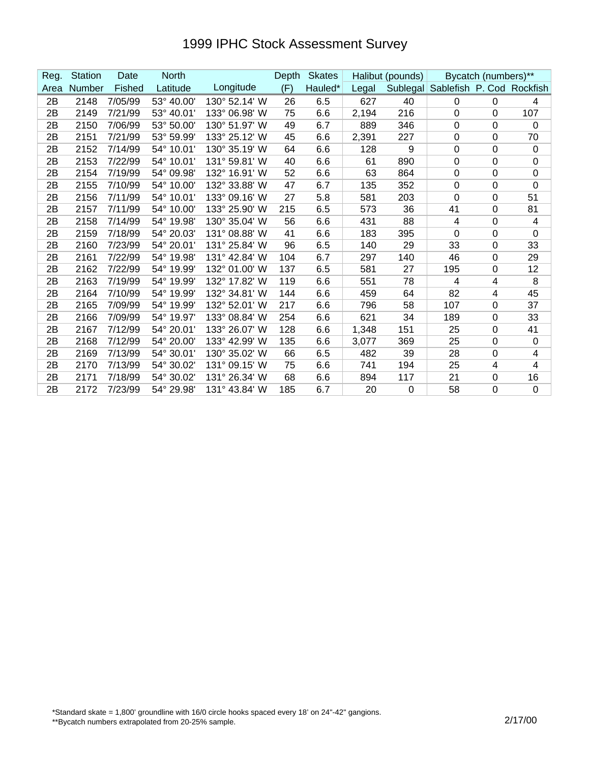# 1999 IPHC Stock Assessment Survey

| Reg. | Station | Date | North | | Depth | Skates | Halibut (pounds) | | Bycatch (numbers)** | | |
|---|---|---|---|---|---|---|---|---|---|---|---|
| Area | Number | Fished | Latitude | Longitude | (F) | Hauled* | Legal | Sublegal | Sablefish | P. Cod | Rockfish |
| 2B | 2148 | 7/05/99 | 53° 40.00' | 130° 52.14' W | 26 | 6.5 | 627 | 40 | 0 | 0 | 4 |
| 2B | 2149 | 7/21/99 | 53° 40.01' | 133° 06.98' W | 75 | 6.6 | 2,194 | 216 | 0 | 0 | 107 |
| 2B | 2150 | 7/06/99 | 53° 50.00' | 130° 51.97' W | 49 | 6.7 | 889 | 346 | 0 | 0 | 0 |
| 2B | 2151 | 7/21/99 | 53° 59.99' | 133° 25.12' W | 45 | 6.6 | 2,391 | 227 | 0 | 0 | 70 |
| 2B | 2152 | 7/14/99 | 54° 10.01' | 130° 35.19' W | 64 | 6.6 | 128 | 9 | 0 | 0 | 0 |
| 2B | 2153 | 7/22/99 | 54° 10.01' | 131° 59.81' W | 40 | 6.6 | 61 | 890 | 0 | 0 | 0 |
| 2B | 2154 | 7/19/99 | 54° 09.98' | 132° 16.91' W | 52 | 6.6 | 63 | 864 | 0 | 0 | 0 |
| 2B | 2155 | 7/10/99 | 54° 10.00' | 132° 33.88' W | 47 | 6.7 | 135 | 352 | 0 | 0 | 0 |
| 2B | 2156 | 7/11/99 | 54° 10.01' | 133° 09.16' W | 27 | 5.8 | 581 | 203 | 0 | 0 | 51 |
| 2B | 2157 | 7/11/99 | 54° 10.00' | 133° 25.90' W | 215 | 6.5 | 573 | 36 | 41 | 0 | 81 |
| 2B | 2158 | 7/14/99 | 54° 19.98' | 130° 35.04' W | 56 | 6.6 | 431 | 88 | 4 | 0 | 4 |
| 2B | 2159 | 7/18/99 | 54° 20.03' | 131° 08.88' W | 41 | 6.6 | 183 | 395 | 0 | 0 | 0 |
| 2B | 2160 | 7/23/99 | 54° 20.01' | 131° 25.84' W | 96 | 6.5 | 140 | 29 | 33 | 0 | 33 |
| 2B | 2161 | 7/22/99 | 54° 19.98' | 131° 42.84' W | 104 | 6.7 | 297 | 140 | 46 | 0 | 29 |
| 2B | 2162 | 7/22/99 | 54° 19.99' | 132° 01.00' W | 137 | 6.5 | 581 | 27 | 195 | 0 | 12 |
| 2B | 2163 | 7/19/99 | 54° 19.99' | 132° 17.82' W | 119 | 6.6 | 551 | 78 | 4 | 4 | 8 |
| 2B | 2164 | 7/10/99 | 54° 19.99' | 132° 34.81' W | 144 | 6.6 | 459 | 64 | 82 | 4 | 45 |
| 2B | 2165 | 7/09/99 | 54° 19.99' | 132° 52.01' W | 217 | 6.6 | 796 | 58 | 107 | 0 | 37 |
| 2B | 2166 | 7/09/99 | 54° 19.97' | 133° 08.84' W | 254 | 6.6 | 621 | 34 | 189 | 0 | 33 |
| 2B | 2167 | 7/12/99 | 54° 20.01' | 133° 26.07' W | 128 | 6.6 | 1,348 | 151 | 25 | 0 | 41 |
| 2B | 2168 | 7/12/99 | 54° 20.00' | 133° 42.99' W | 135 | 6.6 | 3,077 | 369 | 25 | 0 | 0 |
| 2B | 2169 | 7/13/99 | 54° 30.01' | 130° 35.02' W | 66 | 6.5 | 482 | 39 | 28 | 0 | 4 |
| 2B | 2170 | 7/13/99 | 54° 30.02' | 131° 09.15' W | 75 | 6.6 | 741 | 194 | 25 | 4 | 4 |
| 2B | 2171 | 7/18/99 | 54° 30.02' | 131° 26.34' W | 68 | 6.6 | 894 | 117 | 21 | 0 | 16 |
| 2B | 2172 | 7/23/99 | 54° 29.98' | 131° 43.84' W | 185 | 6.7 | 20 | 0 | 58 | 0 | 0 |

*Standard skate = 1,800' groundline with 16/0 circle hooks spaced every 18' on 24"-42" gangions.
**Bycatch numbers extrapolated from 20-25% sample.

2/17/00